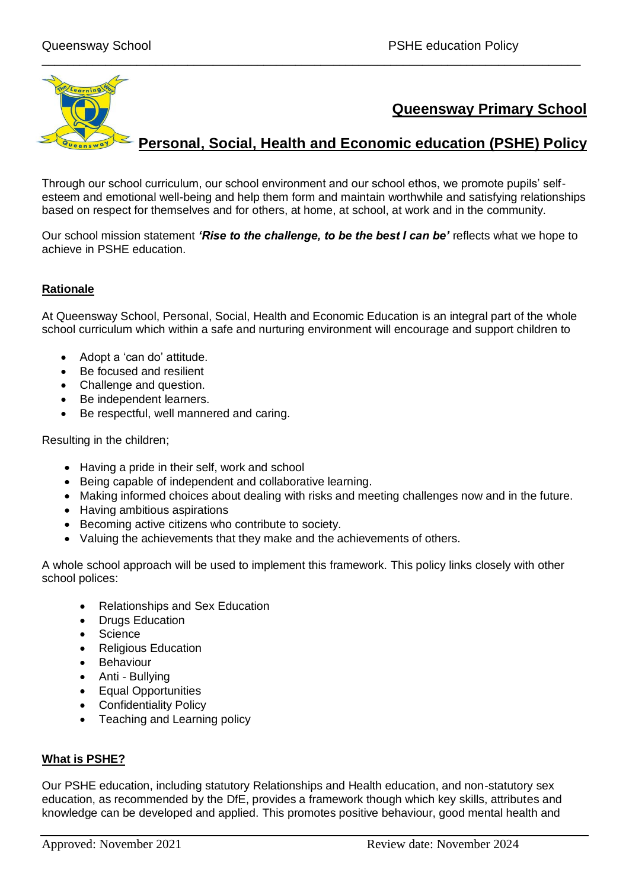# Queensway Primary School

## Personal, Social, Health and Economic education (PSHE) Policy

Through our school curriculum, our school environment and our school ethos, we promote pupils' self-esteem and emotional well-being and help them form and maintain worthwhile and satisfying relationships based on respect for themselves and for others, at home, at school, at work and in the community.

Our school mission statement ***'Rise to the challenge, to be the best I can be'*** reflects what we hope to achieve in PSHE education.

### Rationale

At Queensway School, Personal, Social, Health and Economic Education is an integral part of the whole school curriculum which within a safe and nurturing environment will encourage and support children to

- Adopt a 'can do' attitude.
- Be focused and resilient
- Challenge and question.
- Be independent learners.
- Be respectful, well mannered and caring.

Resulting in the children;

- Having a pride in their self, work and school
- Being capable of independent and collaborative learning.
- Making informed choices about dealing with risks and meeting challenges now and in the future.
- Having ambitious aspirations
- Becoming active citizens who contribute to society.
- Valuing the achievements that they make and the achievements of others.

A whole school approach will be used to implement this framework. This policy links closely with other school polices:

- Relationships and Sex Education
- Drugs Education
- Science
- Religious Education
- Behaviour
- Anti - Bullying
- Equal Opportunities
- Confidentiality Policy
- Teaching and Learning policy

### What is PSHE?

Our PSHE education, including statutory Relationships and Health education, and non-statutory sex education, as recommended by the DfE, provides a framework though which key skills, attributes and knowledge can be developed and applied. This promotes positive behaviour, good mental health and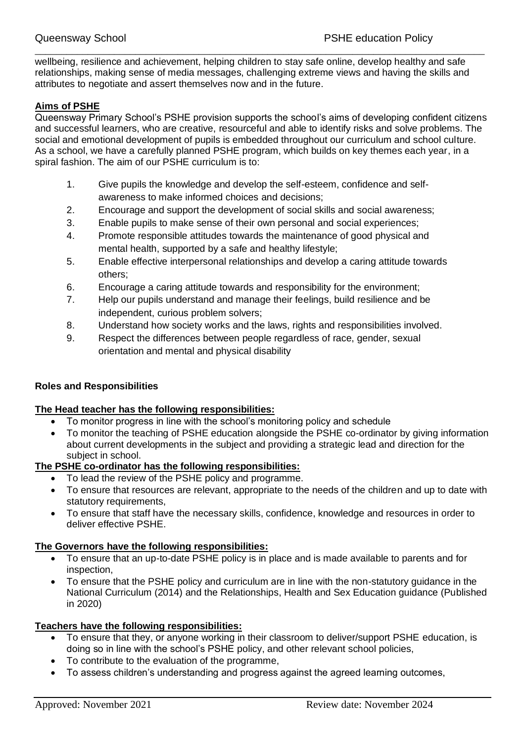wellbeing, resilience and achievement, helping children to stay safe online, develop healthy and safe relationships, making sense of media messages, challenging extreme views and having the skills and attributes to negotiate and assert themselves now and in the future.

**Aims of PSHE**

Queensway Primary School's PSHE provision supports the school's aims of developing confident citizens and successful learners, who are creative, resourceful and able to identify risks and solve problems. The social and emotional development of pupils is embedded throughout our curriculum and school culture. As a school, we have a carefully planned PSHE program, which builds on key themes each year, in a spiral fashion. The aim of our PSHE curriculum is to:

1. Give pupils the knowledge and develop the self-esteem, confidence and self-awareness to make informed choices and decisions;
2. Encourage and support the development of social skills and social awareness;
3. Enable pupils to make sense of their own personal and social experiences;
4. Promote responsible attitudes towards the maintenance of good physical and mental health, supported by a safe and healthy lifestyle;
5. Enable effective interpersonal relationships and develop a caring attitude towards others;
6. Encourage a caring attitude towards and responsibility for the environment;
7. Help our pupils understand and manage their feelings, build resilience and be independent, curious problem solvers;
8. Understand how society works and the laws, rights and responsibilities involved.
9. Respect the differences between people regardless of race, gender, sexual orientation and mental and physical disability

**Roles and Responsibilities**

**The Head teacher has the following responsibilities:**

- To monitor progress in line with the school's monitoring policy and schedule
- To monitor the teaching of PSHE education alongside the PSHE co-ordinator by giving information about current developments in the subject and providing a strategic lead and direction for the subject in school.

**The PSHE co-ordinator has the following responsibilities:**

- To lead the review of the PSHE policy and programme.
- To ensure that resources are relevant, appropriate to the needs of the children and up to date with statutory requirements,
- To ensure that staff have the necessary skills, confidence, knowledge and resources in order to deliver effective PSHE.

**The Governors have the following responsibilities:**

- To ensure that an up-to-date PSHE policy is in place and is made available to parents and for inspection,
- To ensure that the PSHE policy and curriculum are in line with the non-statutory guidance in the National Curriculum (2014) and the Relationships, Health and Sex Education guidance (Published in 2020)

**Teachers have the following responsibilities:**

- To ensure that they, or anyone working in their classroom to deliver/support PSHE education, is doing so in line with the school's PSHE policy, and other relevant school policies,
- To contribute to the evaluation of the programme,
- To assess children's understanding and progress against the agreed learning outcomes,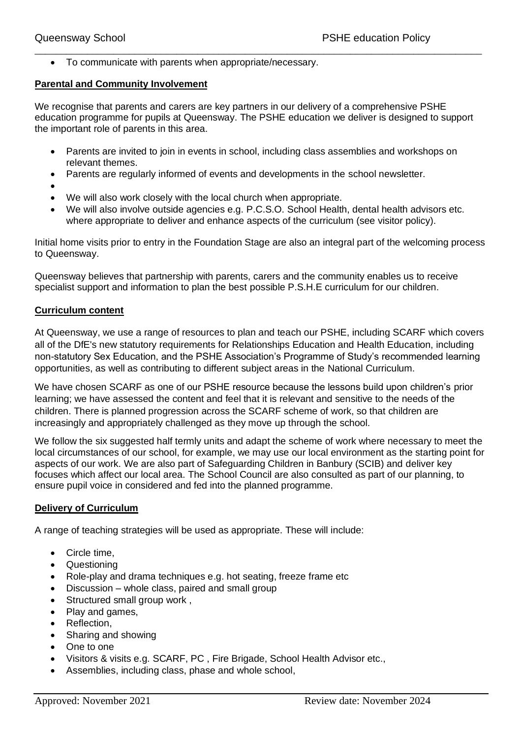- To communicate with parents when appropriate/necessary.

**Parental and Community Involvement**

We recognise that parents and carers are key partners in our delivery of a comprehensive PSHE education programme for pupils at Queensway. The PSHE education we deliver is designed to support the important role of parents in this area.

- Parents are invited to join in events in school, including class assemblies and workshops on relevant themes.
- Parents are regularly informed of events and developments in the school newsletter.
- 
- We will also work closely with the local church when appropriate.
- We will also involve outside agencies e.g. P.C.S.O. School Health, dental health advisors etc. where appropriate to deliver and enhance aspects of the curriculum (see visitor policy).

Initial home visits prior to entry in the Foundation Stage are also an integral part of the welcoming process to Queensway.

Queensway believes that partnership with parents, carers and the community enables us to receive specialist support and information to plan the best possible P.S.H.E curriculum for our children.

**Curriculum content**

At Queensway, we use a range of resources to plan and teach our PSHE, including SCARF which covers all of the DfE's new statutory requirements for Relationships Education and Health Education, including non-statutory Sex Education, and the PSHE Association's Programme of Study's recommended learning opportunities, as well as contributing to different subject areas in the National Curriculum.

We have chosen SCARF as one of our PSHE resource because the lessons build upon children's prior learning; we have assessed the content and feel that it is relevant and sensitive to the needs of the children. There is planned progression across the SCARF scheme of work, so that children are increasingly and appropriately challenged as they move up through the school.

We follow the six suggested half termly units and adapt the scheme of work where necessary to meet the local circumstances of our school, for example, we may use our local environment as the starting point for aspects of our work. We are also part of Safeguarding Children in Banbury (SCIB) and deliver key focuses which affect our local area. The School Council are also consulted as part of our planning, to ensure pupil voice in considered and fed into the planned programme.

**Delivery of Curriculum**

A range of teaching strategies will be used as appropriate. These will include:

- Circle time,
- Questioning
- Role-play and drama techniques e.g. hot seating, freeze frame etc
- Discussion – whole class, paired and small group
- Structured small group work ,
- Play and games,
- Reflection,
- Sharing and showing
- One to one
- Visitors & visits e.g. SCARF, PC , Fire Brigade, School Health Advisor etc.,
- Assemblies, including class, phase and whole school,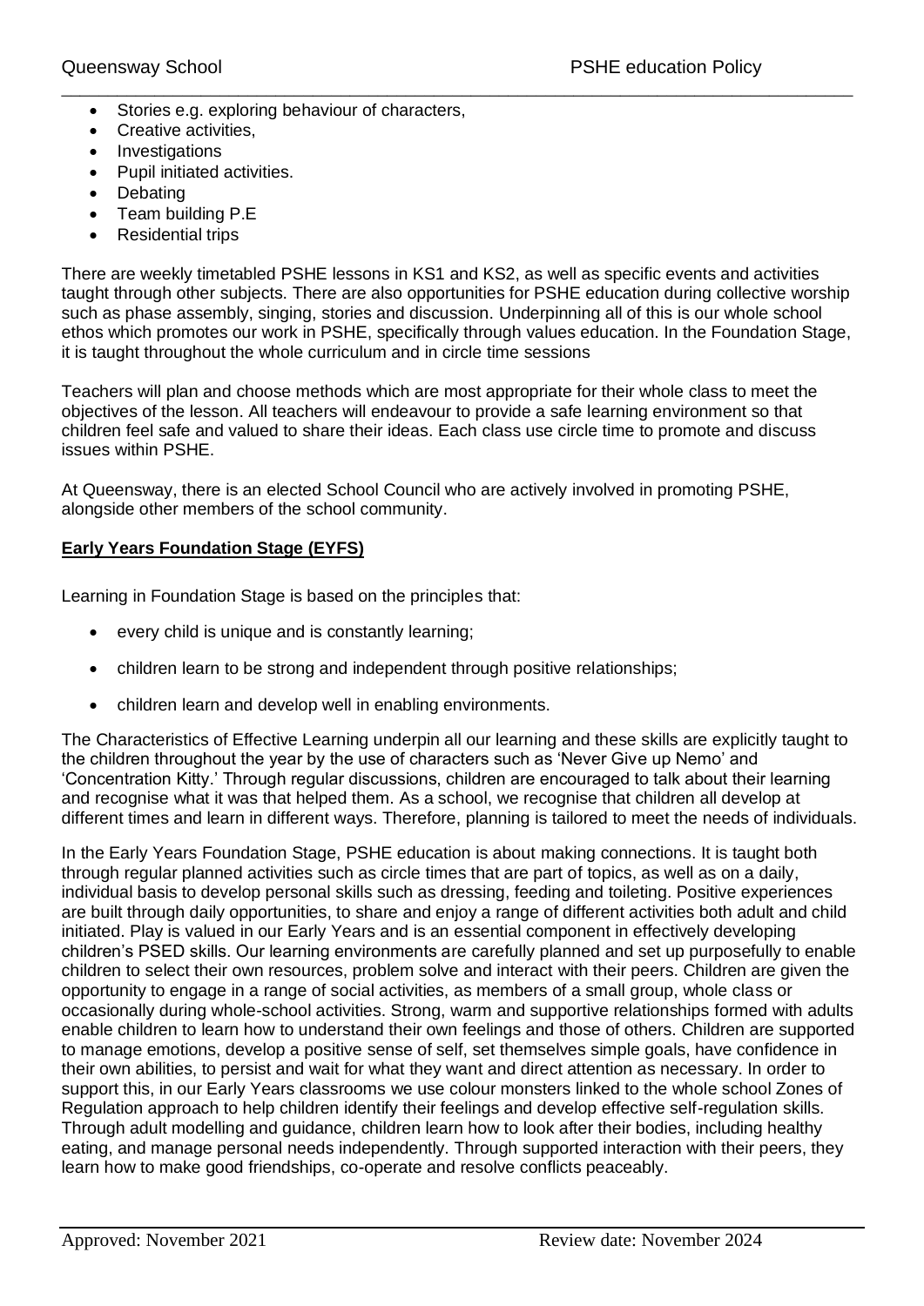- Stories e.g. exploring behaviour of characters,
- Creative activities,
- Investigations
- Pupil initiated activities.
- Debating
- Team building P.E
- Residential trips

There are weekly timetabled PSHE lessons in KS1 and KS2, as well as specific events and activities taught through other subjects. There are also opportunities for PSHE education during collective worship such as phase assembly, singing, stories and discussion. Underpinning all of this is our whole school ethos which promotes our work in PSHE, specifically through values education. In the Foundation Stage, it is taught throughout the whole curriculum and in circle time sessions

Teachers will plan and choose methods which are most appropriate for their whole class to meet the objectives of the lesson. All teachers will endeavour to provide a safe learning environment so that children feel safe and valued to share their ideas. Each class use circle time to promote and discuss issues within PSHE.

At Queensway, there is an elected School Council who are actively involved in promoting PSHE, alongside other members of the school community.

**Early Years Foundation Stage (EYFS)**

Learning in Foundation Stage is based on the principles that:

- every child is unique and is constantly learning;
- children learn to be strong and independent through positive relationships;
- children learn and develop well in enabling environments.

The Characteristics of Effective Learning underpin all our learning and these skills are explicitly taught to the children throughout the year by the use of characters such as 'Never Give up Nemo' and 'Concentration Kitty.' Through regular discussions, children are encouraged to talk about their learning and recognise what it was that helped them. As a school, we recognise that children all develop at different times and learn in different ways. Therefore, planning is tailored to meet the needs of individuals.

In the Early Years Foundation Stage, PSHE education is about making connections. It is taught both through regular planned activities such as circle times that are part of topics, as well as on a daily, individual basis to develop personal skills such as dressing, feeding and toileting. Positive experiences are built through daily opportunities, to share and enjoy a range of different activities both adult and child initiated. Play is valued in our Early Years and is an essential component in effectively developing children's PSED skills. Our learning environments are carefully planned and set up purposefully to enable children to select their own resources, problem solve and interact with their peers. Children are given the opportunity to engage in a range of social activities, as members of a small group, whole class or occasionally during whole-school activities. Strong, warm and supportive relationships formed with adults enable children to learn how to understand their own feelings and those of others. Children are supported to manage emotions, develop a positive sense of self, set themselves simple goals, have confidence in their own abilities, to persist and wait for what they want and direct attention as necessary. In order to support this, in our Early Years classrooms we use colour monsters linked to the whole school Zones of Regulation approach to help children identify their feelings and develop effective self-regulation skills. Through adult modelling and guidance, children learn how to look after their bodies, including healthy eating, and manage personal needs independently. Through supported interaction with their peers, they learn how to make good friendships, co-operate and resolve conflicts peaceably.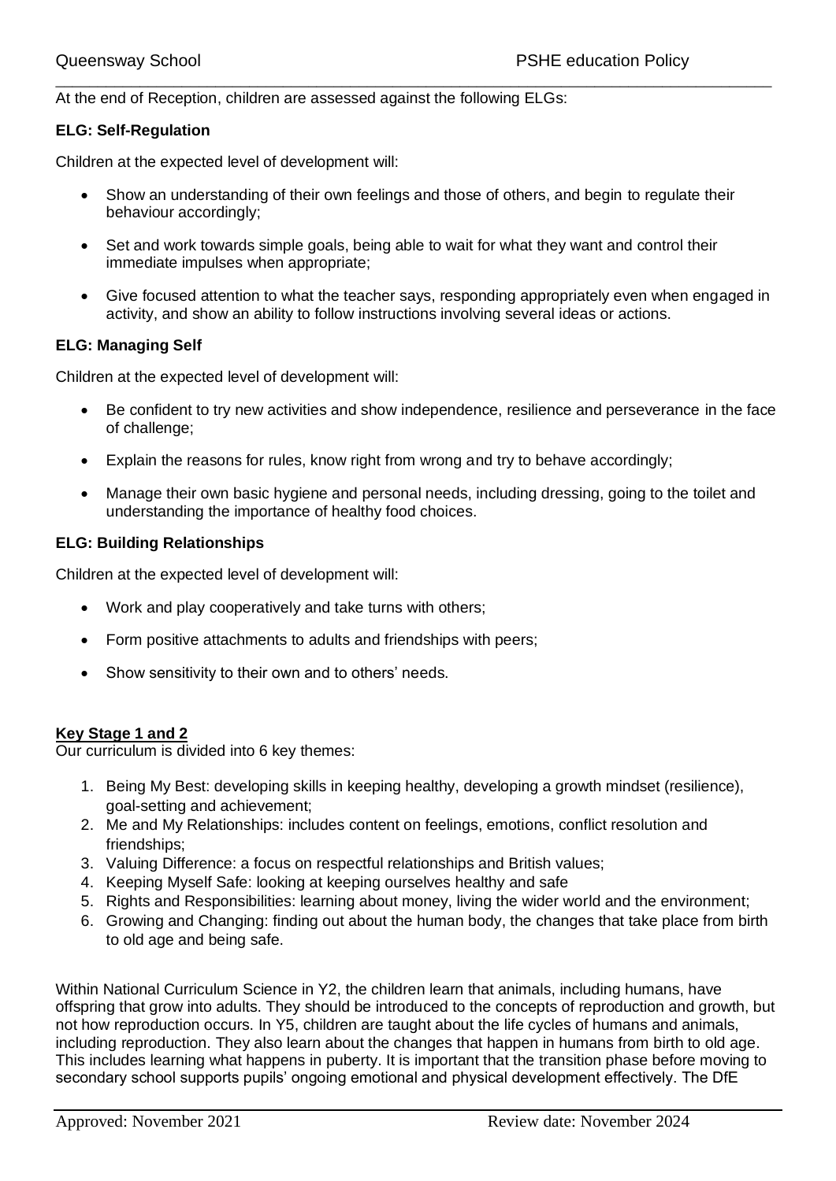At the end of Reception, children are assessed against the following ELGs:

**ELG: Self-Regulation**

Children at the expected level of development will:

- Show an understanding of their own feelings and those of others, and begin to regulate their behaviour accordingly;
- Set and work towards simple goals, being able to wait for what they want and control their immediate impulses when appropriate;
- Give focused attention to what the teacher says, responding appropriately even when engaged in activity, and show an ability to follow instructions involving several ideas or actions.

**ELG: Managing Self**

Children at the expected level of development will:

- Be confident to try new activities and show independence, resilience and perseverance in the face of challenge;
- Explain the reasons for rules, know right from wrong and try to behave accordingly;
- Manage their own basic hygiene and personal needs, including dressing, going to the toilet and understanding the importance of healthy food choices.

**ELG: Building Relationships**

Children at the expected level of development will:

- Work and play cooperatively and take turns with others;
- Form positive attachments to adults and friendships with peers;
- Show sensitivity to their own and to others' needs.

**Key Stage 1 and 2**

Our curriculum is divided into 6 key themes:

1. Being My Best: developing skills in keeping healthy, developing a growth mindset (resilience), goal-setting and achievement;
2. Me and My Relationships: includes content on feelings, emotions, conflict resolution and friendships;
3. Valuing Difference: a focus on respectful relationships and British values;
4. Keeping Myself Safe: looking at keeping ourselves healthy and safe
5. Rights and Responsibilities: learning about money, living the wider world and the environment;
6. Growing and Changing: finding out about the human body, the changes that take place from birth to old age and being safe.

Within National Curriculum Science in Y2, the children learn that animals, including humans, have offspring that grow into adults. They should be introduced to the concepts of reproduction and growth, but not how reproduction occurs. In Y5, children are taught about the life cycles of humans and animals, including reproduction. They also learn about the changes that happen in humans from birth to old age. This includes learning what happens in puberty. It is important that the transition phase before moving to secondary school supports pupils' ongoing emotional and physical development effectively. The DfE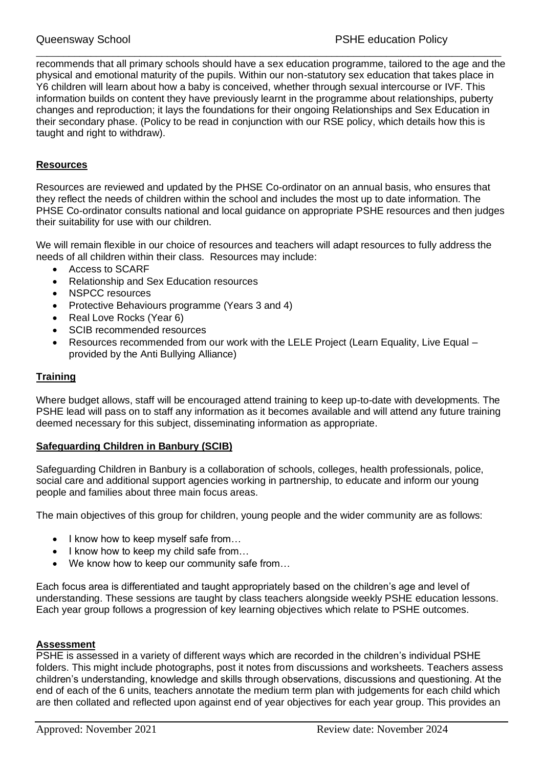recommends that all primary schools should have a sex education programme, tailored to the age and the physical and emotional maturity of the pupils. Within our non-statutory sex education that takes place in Y6 children will learn about how a baby is conceived, whether through sexual intercourse or IVF. This information builds on content they have previously learnt in the programme about relationships, puberty changes and reproduction; it lays the foundations for their ongoing Relationships and Sex Education in their secondary phase. (Policy to be read in conjunction with our RSE policy, which details how this is taught and right to withdraw).

**Resources**

Resources are reviewed and updated by the PHSE Co-ordinator on an annual basis, who ensures that they reflect the needs of children within the school and includes the most up to date information. The PHSE Co-ordinator consults national and local guidance on appropriate PSHE resources and then judges their suitability for use with our children.

We will remain flexible in our choice of resources and teachers will adapt resources to fully address the needs of all children within their class. Resources may include:

- Access to SCARF
- Relationship and Sex Education resources
- NSPCC resources
- Protective Behaviours programme (Years 3 and 4)
- Real Love Rocks (Year 6)
- SCIB recommended resources
- Resources recommended from our work with the LELE Project (Learn Equality, Live Equal – provided by the Anti Bullying Alliance)

**Training**

Where budget allows, staff will be encouraged attend training to keep up-to-date with developments. The PSHE lead will pass on to staff any information as it becomes available and will attend any future training deemed necessary for this subject, disseminating information as appropriate.

**Safeguarding Children in Banbury (SCIB)**

Safeguarding Children in Banbury is a collaboration of schools, colleges, health professionals, police, social care and additional support agencies working in partnership, to educate and inform our young people and families about three main focus areas.

The main objectives of this group for children, young people and the wider community are as follows:

- I know how to keep myself safe from…
- I know how to keep my child safe from…
- We know how to keep our community safe from…

Each focus area is differentiated and taught appropriately based on the children's age and level of understanding. These sessions are taught by class teachers alongside weekly PSHE education lessons. Each year group follows a progression of key learning objectives which relate to PSHE outcomes.

**Assessment**

PSHE is assessed in a variety of different ways which are recorded in the children's individual PSHE folders. This might include photographs, post it notes from discussions and worksheets. Teachers assess children's understanding, knowledge and skills through observations, discussions and questioning. At the end of each of the 6 units, teachers annotate the medium term plan with judgements for each child which are then collated and reflected upon against end of year objectives for each year group. This provides an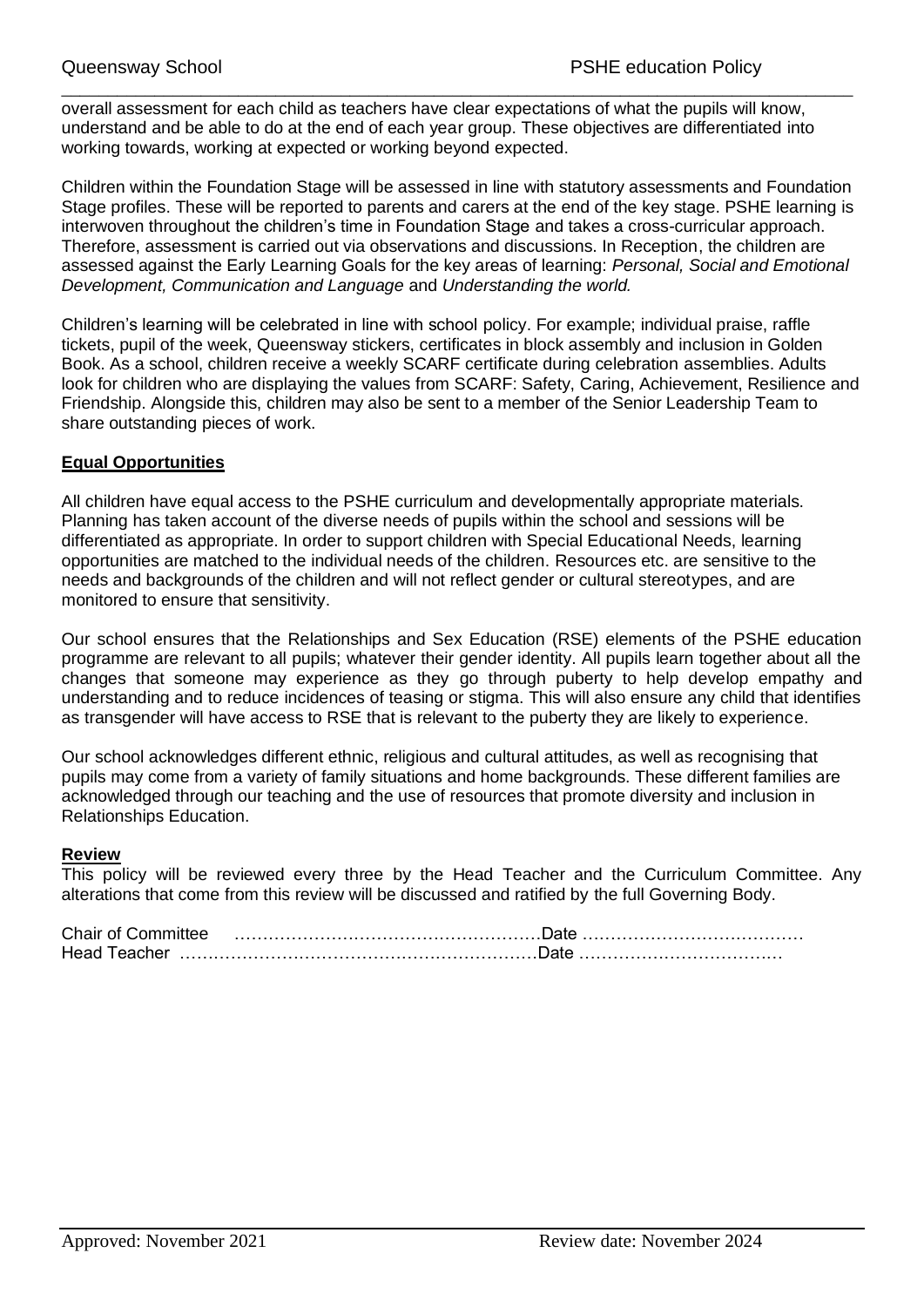overall assessment for each child as teachers have clear expectations of what the pupils will know, understand and be able to do at the end of each year group. These objectives are differentiated into working towards, working at expected or working beyond expected.

Children within the Foundation Stage will be assessed in line with statutory assessments and Foundation Stage profiles. These will be reported to parents and carers at the end of the key stage. PSHE learning is interwoven throughout the children's time in Foundation Stage and takes a cross-curricular approach. Therefore, assessment is carried out via observations and discussions. In Reception, the children are assessed against the Early Learning Goals for the key areas of learning: *Personal, Social and Emotional Development, Communication and Language* and *Understanding the world.*

Children's learning will be celebrated in line with school policy. For example; individual praise, raffle tickets, pupil of the week, Queensway stickers, certificates in block assembly and inclusion in Golden Book. As a school, children receive a weekly SCARF certificate during celebration assemblies. Adults look for children who are displaying the values from SCARF: Safety, Caring, Achievement, Resilience and Friendship. Alongside this, children may also be sent to a member of the Senior Leadership Team to share outstanding pieces of work.

**Equal Opportunities**

All children have equal access to the PSHE curriculum and developmentally appropriate materials. Planning has taken account of the diverse needs of pupils within the school and sessions will be differentiated as appropriate. In order to support children with Special Educational Needs, learning opportunities are matched to the individual needs of the children. Resources etc. are sensitive to the needs and backgrounds of the children and will not reflect gender or cultural stereotypes, and are monitored to ensure that sensitivity.

Our school ensures that the Relationships and Sex Education (RSE) elements of the PSHE education programme are relevant to all pupils; whatever their gender identity. All pupils learn together about all the changes that someone may experience as they go through puberty to help develop empathy and understanding and to reduce incidences of teasing or stigma. This will also ensure any child that identifies as transgender will have access to RSE that is relevant to the puberty they are likely to experience.

Our school acknowledges different ethnic, religious and cultural attitudes, as well as recognising that pupils may come from a variety of family situations and home backgrounds. These different families are acknowledged through our teaching and the use of resources that promote diversity and inclusion in Relationships Education.

**Review**

This policy will be reviewed every three by the Head Teacher and the Curriculum Committee. Any alterations that come from this review will be discussed and ratified by the full Governing Body.

Chair of Committee ………………………………………………Date ………………………………… 
Head Teacher ………………………………………………………Date ……………………………..

Approved: November 2021 Review date: November 2024